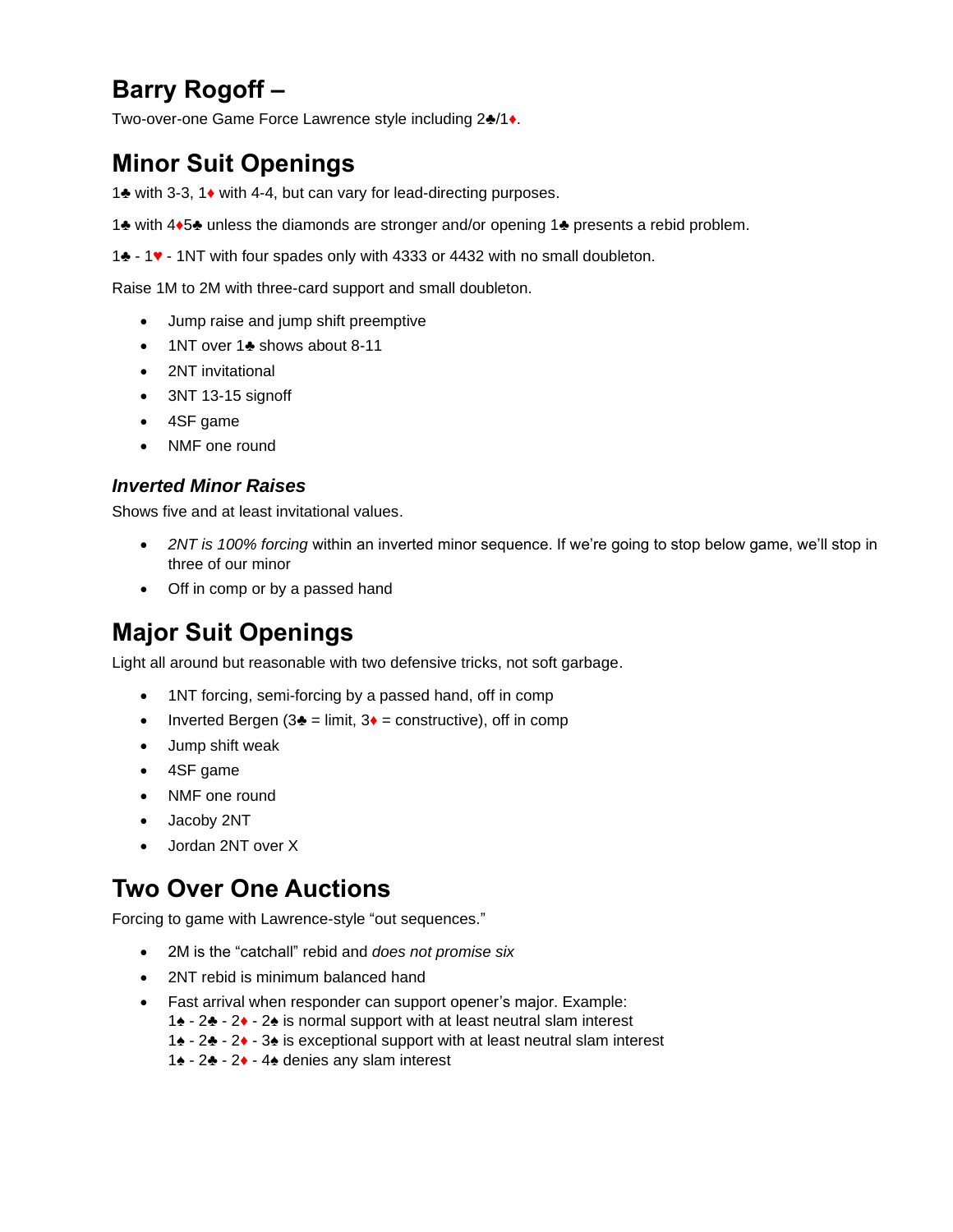# Barry Rogoff –

Two-over-one Game Force Lawrence style including 2♣/1♦.

## Minor Suit Openings

1♣ with 3-3, 1♦ with 4-4, but can vary for lead-directing purposes.

1♣ with 4♦5♣ unless the diamonds are stronger and/or opening 1♣ presents a rebid problem.

1♣ - 1♥ - 1NT with four spades only with 4333 or 4432 with no small doubleton.

Raise 1M to 2M with three-card support and small doubleton.

- Jump raise and jump shift preemptive
- 1NT over 1♣ shows about 8-11
- 2NT invitational
- 3NT 13-15 signoff
- 4SF game
- NMF one round

### *Inverted Minor Raises*

Shows five and at least invitational values.

- *2NT is 100% forcing* within an inverted minor sequence. If we're going to stop below game, we'll stop in three of our minor
- Off in comp or by a passed hand

## Major Suit Openings

Light all around but reasonable with two defensive tricks, not soft garbage.

- 1NT forcing, semi-forcing by a passed hand, off in comp
- Inverted Bergen (3♣ = limit, 3♦ = constructive), off in comp
- Jump shift weak
- 4SF game
- NMF one round
- Jacoby 2NT
- Jordan 2NT over X

## Two Over One Auctions

Forcing to game with Lawrence-style "out sequences."

- 2M is the "catchall" rebid and *does not promise six*
- 2NT rebid is minimum balanced hand
- Fast arrival when responder can support opener's major. Example:
  1♠ - 2♣ - 2♦ - 2♠ is normal support with at least neutral slam interest
  1♠ - 2♣ - 2♦ - 3♠ is exceptional support with at least neutral slam interest
  1♠ - 2♣ - 2♦ - 4♠ denies any slam interest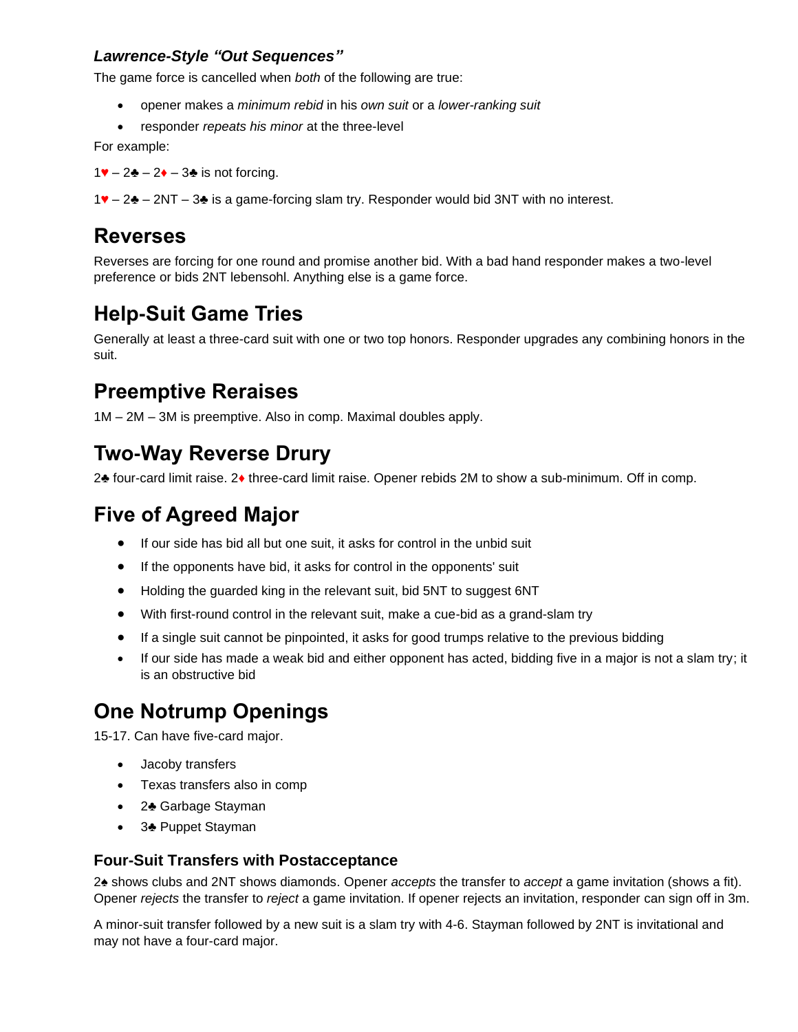### *Lawrence-Style "Out Sequences"*

The game force is cancelled when *both* of the following are true:

- opener makes a *minimum rebid* in his *own suit* or a *lower-ranking suit*
- responder *repeats his minor* at the three-level

For example:

1♥ – 2♣ – 2♦ – 3♣ is not forcing.

1♥ – 2♣ – 2NT – 3♣ is a game-forcing slam try. Responder would bid 3NT with no interest.

## Reverses

Reverses are forcing for one round and promise another bid. With a bad hand responder makes a two-level preference or bids 2NT lebensohl. Anything else is a game force.

## Help-Suit Game Tries

Generally at least a three-card suit with one or two top honors. Responder upgrades any combining honors in the suit.

## Preemptive Reraises

1M – 2M – 3M is preemptive. Also in comp. Maximal doubles apply.

## Two-Way Reverse Drury

2♣ four-card limit raise. 2♦ three-card limit raise. Opener rebids 2M to show a sub-minimum. Off in comp.

## Five of Agreed Major

- If our side has bid all but one suit, it asks for control in the unbid suit
- If the opponents have bid, it asks for control in the opponents' suit
- Holding the guarded king in the relevant suit, bid 5NT to suggest 6NT
- With first-round control in the relevant suit, make a cue-bid as a grand-slam try
- If a single suit cannot be pinpointed, it asks for good trumps relative to the previous bidding
- If our side has made a weak bid and either opponent has acted, bidding five in a major is not a slam try; it is an obstructive bid

## One Notrump Openings

15-17. Can have five-card major.

- Jacoby transfers
- Texas transfers also in comp
- 2♣ Garbage Stayman
- 3♣ Puppet Stayman

### Four-Suit Transfers with Postacceptance

2♠ shows clubs and 2NT shows diamonds. Opener *accepts* the transfer to *accept* a game invitation (shows a fit). Opener *rejects* the transfer to *reject* a game invitation. If opener rejects an invitation, responder can sign off in 3m.

A minor-suit transfer followed by a new suit is a slam try with 4-6. Stayman followed by 2NT is invitational and may not have a four-card major.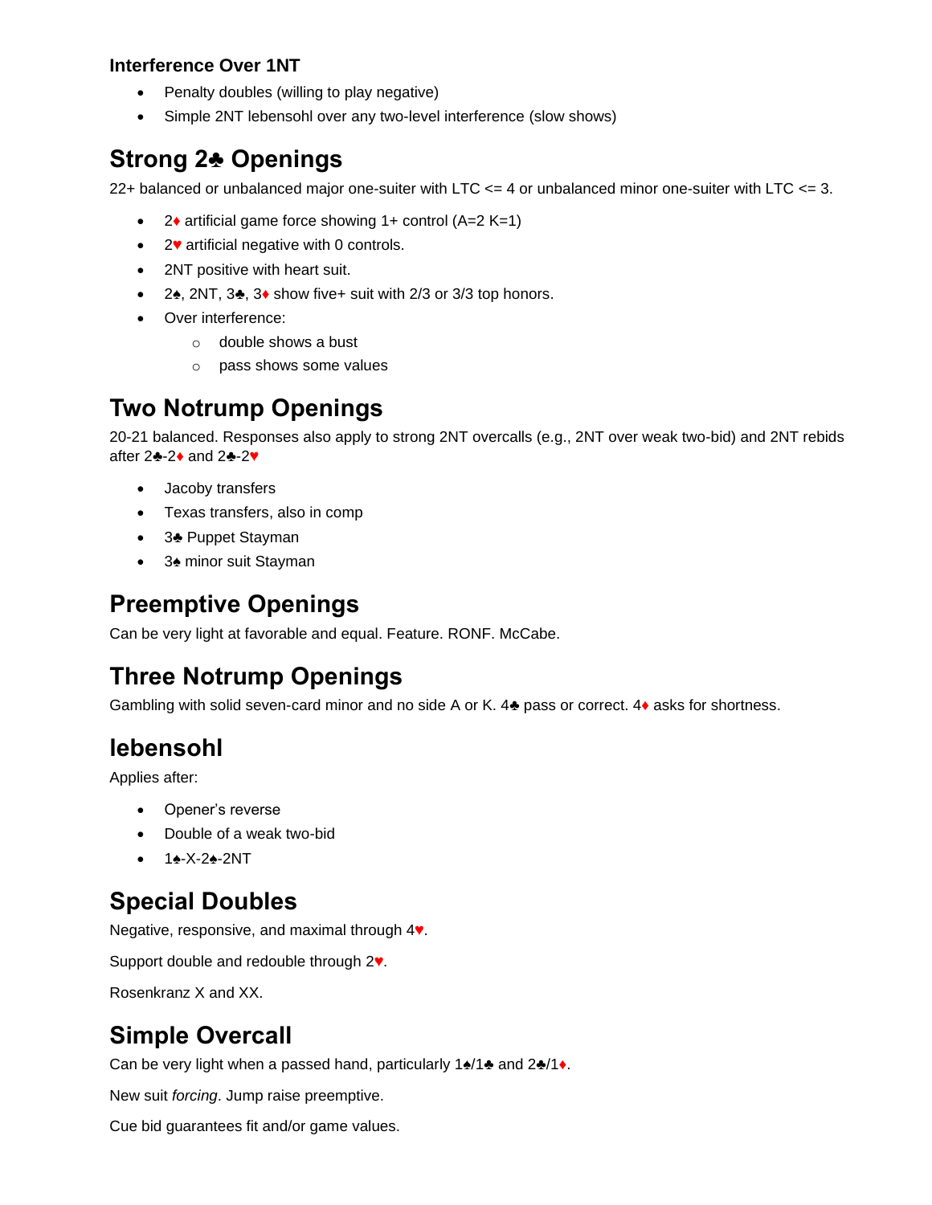### Interference Over 1NT

- Penalty doubles (willing to play negative)
- Simple 2NT lebensohl over any two-level interference (slow shows)

## Strong 2♣ Openings

22+ balanced or unbalanced major one-suiter with LTC <= 4 or unbalanced minor one-suiter with LTC <= 3.

- 2♦ artificial game force showing 1+ control (A=2 K=1)
- 2♥ artificial negative with 0 controls.
- 2NT positive with heart suit.
- 2♠, 2NT, 3♣, 3♦ show five+ suit with 2/3 or 3/3 top honors.
- Over interference:
  - double shows a bust
  - pass shows some values

## Two Notrump Openings

20-21 balanced. Responses also apply to strong 2NT overcalls (e.g., 2NT over weak two-bid) and 2NT rebids after 2♣-2♦ and 2♣-2♥

- Jacoby transfers
- Texas transfers, also in comp
- 3♣ Puppet Stayman
- 3♠ minor suit Stayman

## Preemptive Openings

Can be very light at favorable and equal. Feature. RONF. McCabe.

## Three Notrump Openings

Gambling with solid seven-card minor and no side A or K. 4♣ pass or correct. 4♦ asks for shortness.

## lebensohl

Applies after:

- Opener's reverse
- Double of a weak two-bid
- 1♠-X-2♠-2NT

## Special Doubles

Negative, responsive, and maximal through 4♥.

Support double and redouble through 2♥.

Rosenkranz X and XX.

## Simple Overcall

Can be very light when a passed hand, particularly 1♠/1♣ and 2♣/1♦.

New suit *forcing*. Jump raise preemptive.

Cue bid guarantees fit and/or game values.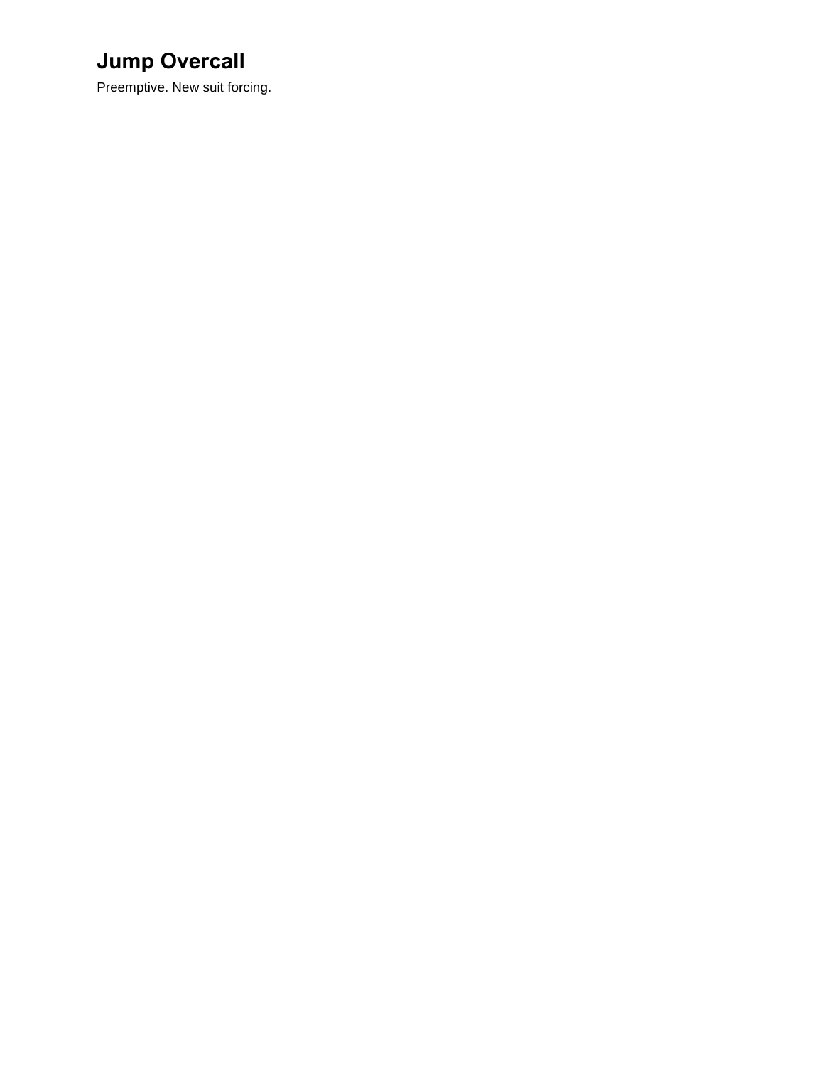## Jump Overcall

Preemptive. New suit forcing.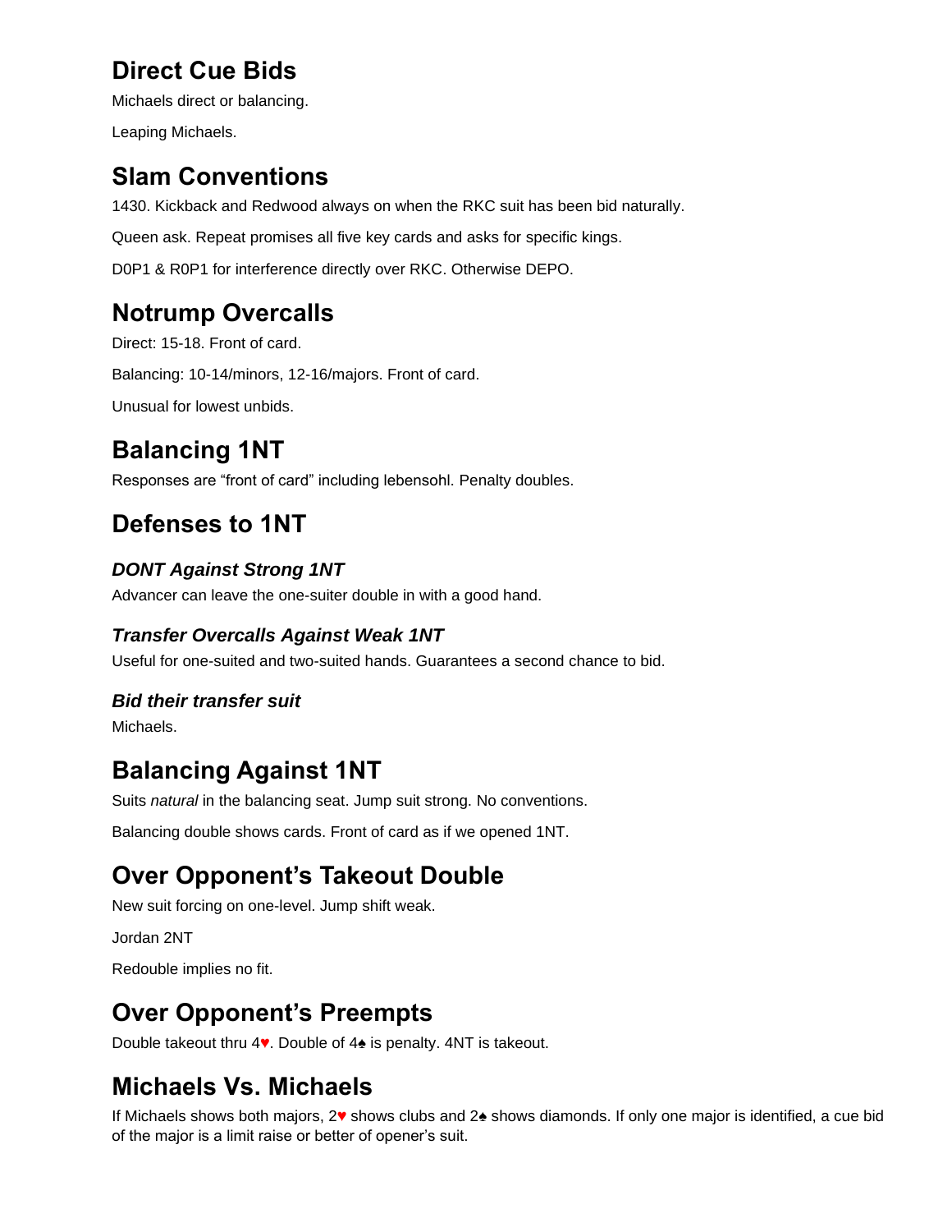## Direct Cue Bids

Michaels direct or balancing.

Leaping Michaels.

## Slam Conventions

1430. Kickback and Redwood always on when the RKC suit has been bid naturally.

Queen ask. Repeat promises all five key cards and asks for specific kings.

D0P1 & R0P1 for interference directly over RKC. Otherwise DEPO.

## Notrump Overcalls

Direct: 15-18. Front of card.

Balancing: 10-14/minors, 12-16/majors. Front of card.

Unusual for lowest unbids.

## Balancing 1NT

Responses are “front of card” including lebensohl. Penalty doubles.

## Defenses to 1NT

### *DONT Against Strong 1NT*

Advancer can leave the one-suiter double in with a good hand.

### *Transfer Overcalls Against Weak 1NT*

Useful for one-suited and two-suited hands. Guarantees a second chance to bid.

### *Bid their transfer suit*

Michaels.

## Balancing Against 1NT

Suits *natural* in the balancing seat. Jump suit strong. No conventions.

Balancing double shows cards. Front of card as if we opened 1NT.

## Over Opponent’s Takeout Double

New suit forcing on one-level. Jump shift weak.

Jordan 2NT

Redouble implies no fit.

## Over Opponent’s Preempts

Double takeout thru 4♥. Double of 4♠ is penalty. 4NT is takeout.

## Michaels Vs. Michaels

If Michaels shows both majors, 2♥ shows clubs and 2♠ shows diamonds. If only one major is identified, a cue bid of the major is a limit raise or better of opener’s suit.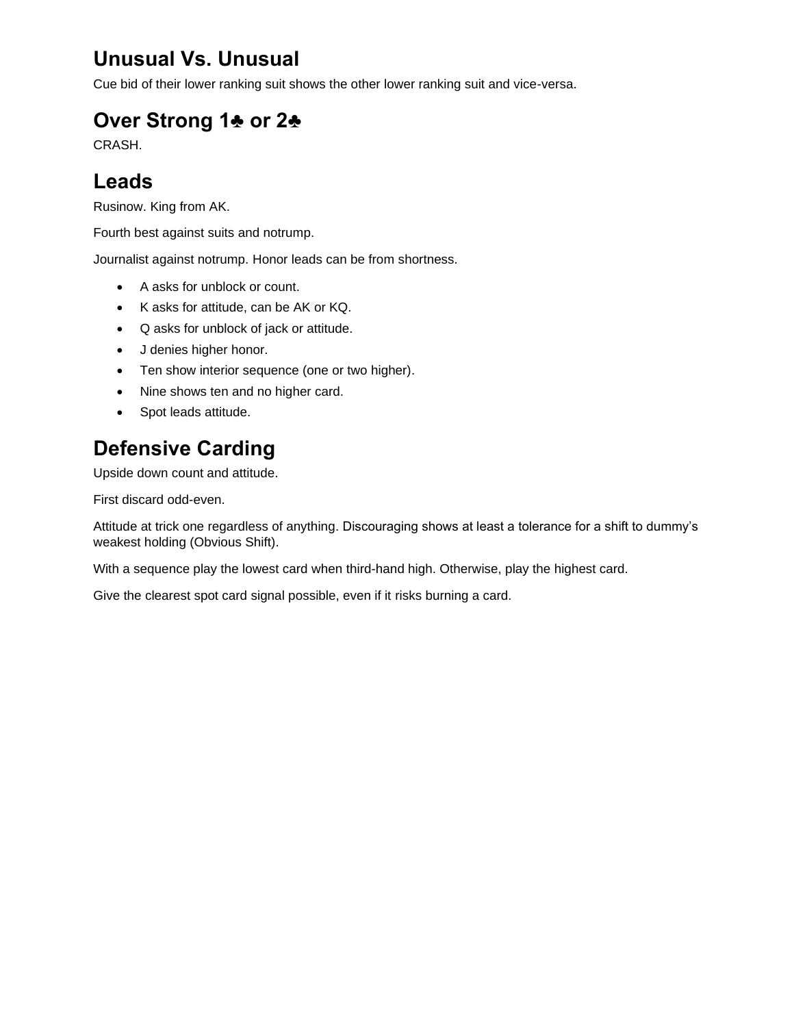## Unusual Vs. Unusual

Cue bid of their lower ranking suit shows the other lower ranking suit and vice-versa.

## Over Strong 1♣ or 2♣

CRASH.

## Leads

Rusinow. King from AK.

Fourth best against suits and notrump.

Journalist against notrump. Honor leads can be from shortness.

- A asks for unblock or count.
- K asks for attitude, can be AK or KQ.
- Q asks for unblock of jack or attitude.
- J denies higher honor.
- Ten show interior sequence (one or two higher).
- Nine shows ten and no higher card.
- Spot leads attitude.

## Defensive Carding

Upside down count and attitude.

First discard odd-even.

Attitude at trick one regardless of anything. Discouraging shows at least a tolerance for a shift to dummy's weakest holding (Obvious Shift).

With a sequence play the lowest card when third-hand high. Otherwise, play the highest card.

Give the clearest spot card signal possible, even if it risks burning a card.